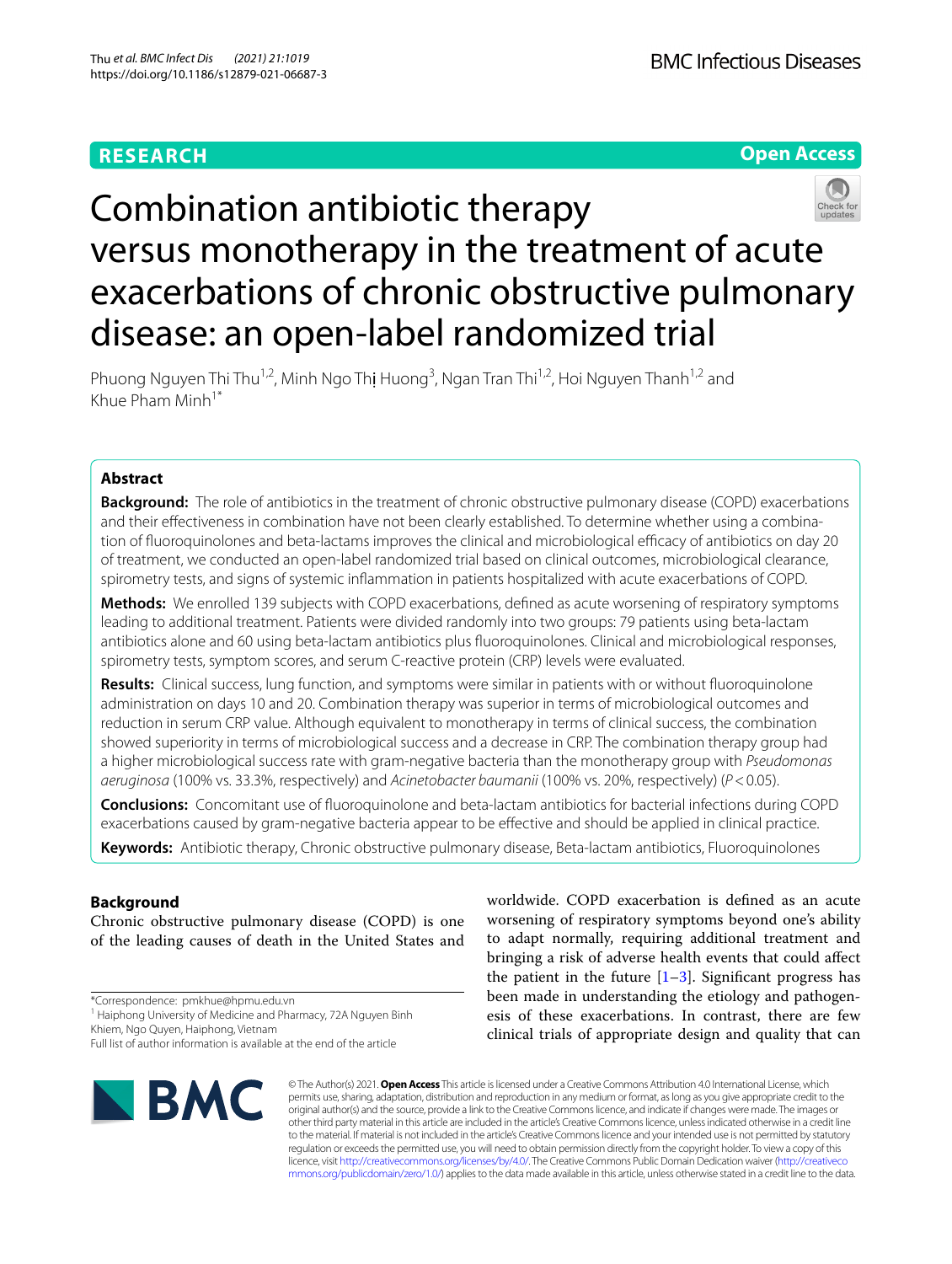RESEARCH

Open Access

# Combination antibiotic therapy versus monotherapy in the treatment of acute exacerbations of chronic obstructive pulmonary disease: an open-label randomized trial

Phuong Nguyen Thi Thu[1,2], Minh Ngo Thị Huong[3], Ngan Tran Thi[1,2], Hoi Nguyen Thanh[1,2] and Khue Pham Minh[1*]

## Abstract

**Background:** The role of antibiotics in the treatment of chronic obstructive pulmonary disease (COPD) exacerbations and their effectiveness in combination have not been clearly established. To determine whether using a combination of fluoroquinolones and beta-lactams improves the clinical and microbiological efficacy of antibiotics on day 20 of treatment, we conducted an open-label randomized trial based on clinical outcomes, microbiological clearance, spirometry tests, and signs of systemic inflammation in patients hospitalized with acute exacerbations of COPD.

**Methods:** We enrolled 139 subjects with COPD exacerbations, defined as acute worsening of respiratory symptoms leading to additional treatment. Patients were divided randomly into two groups: 79 patients using beta-lactam antibiotics alone and 60 using beta-lactam antibiotics plus fluoroquinolones. Clinical and microbiological responses, spirometry tests, symptom scores, and serum C-reactive protein (CRP) levels were evaluated.

**Results:** Clinical success, lung function, and symptoms were similar in patients with or without fluoroquinolone administration on days 10 and 20. Combination therapy was superior in terms of microbiological outcomes and reduction in serum CRP value. Although equivalent to monotherapy in terms of clinical success, the combination showed superiority in terms of microbiological success and a decrease in CRP. The combination therapy group had a higher microbiological success rate with gram-negative bacteria than the monotherapy group with *Pseudomonas aeruginosa* (100% vs. 33.3%, respectively) and *Acinetobacter baumanii* (100% vs. 20%, respectively) ($P < 0.05$).

**Conclusions:** Concomitant use of fluoroquinolone and beta-lactam antibiotics for bacterial infections during COPD exacerbations caused by gram-negative bacteria appear to be effective and should be applied in clinical practice.

**Keywords:** Antibiotic therapy, Chronic obstructive pulmonary disease, Beta-lactam antibiotics, Fluoroquinolones

## Background

Chronic obstructive pulmonary disease (COPD) is one of the leading causes of death in the United States and worldwide. COPD exacerbation is defined as an acute worsening of respiratory symptoms beyond one's ability to adapt normally, requiring additional treatment and bringing a risk of adverse health events that could affect the patient in the future [1–3]. Significant progress has been made in understanding the etiology and pathogenesis of these exacerbations. In contrast, there are few clinical trials of appropriate design and quality that can

*Correspondence: pmkhue@hpmu.edu.vn
[1] Haiphong University of Medicine and Pharmacy, 72A Nguyen Binh Khiem, Ngo Quyen, Haiphong, Vietnam
Full list of author information is available at the end of the article

© The Author(s) 2021. **Open Access** This article is licensed under a Creative Commons Attribution 4.0 International License, which permits use, sharing, adaptation, distribution and reproduction in any medium or format, as long as you give appropriate credit to the original author(s) and the source, provide a link to the Creative Commons licence, and indicate if changes were made. The images or other third party material in this article are included in the article's Creative Commons licence, unless indicated otherwise in a credit line to the material. If material is not included in the article's Creative Commons licence and your intended use is not permitted by statutory regulation or exceeds the permitted use, you will need to obtain permission directly from the copyright holder. To view a copy of this licence, visit http://creativecommons.org/licenses/by/4.0/. The Creative Commons Public Domain Dedication waiver (http://creativecommons.org/publicdomain/zero/1.0/) applies to the data made available in this article, unless otherwise stated in a credit line to the data.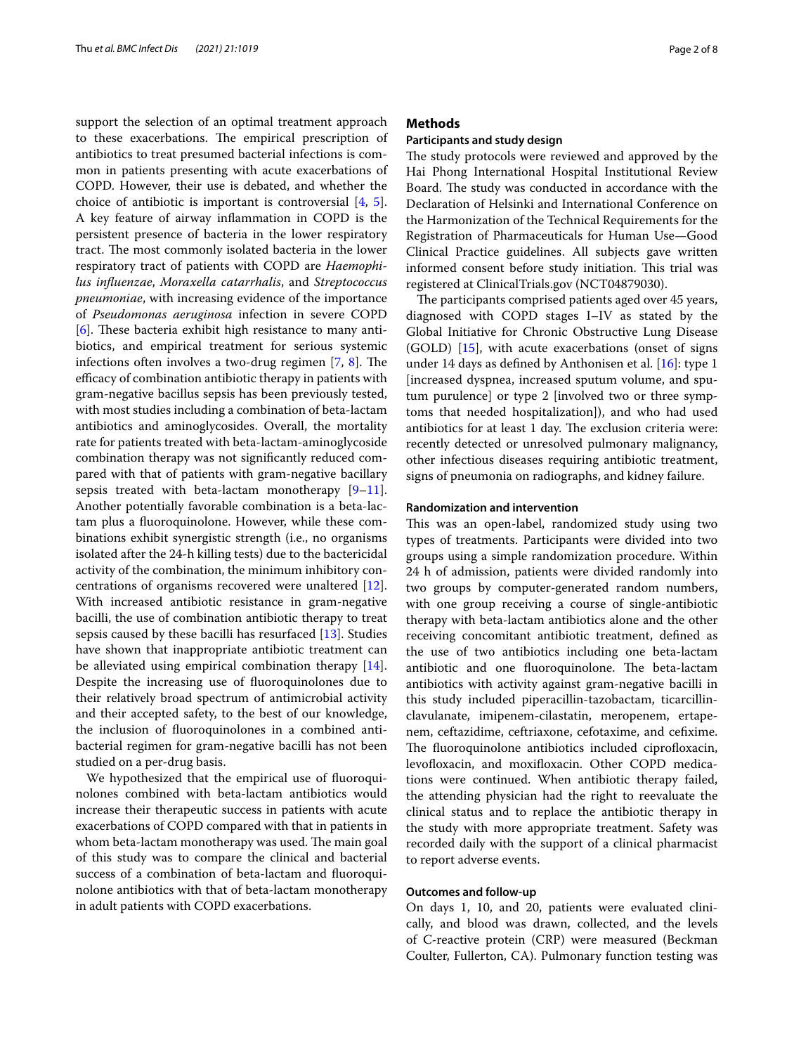support the selection of an optimal treatment approach to these exacerbations. The empirical prescription of antibiotics to treat presumed bacterial infections is common in patients presenting with acute exacerbations of COPD. However, their use is debated, and whether the choice of antibiotic is important is controversial [4, 5]. A key feature of airway inflammation in COPD is the persistent presence of bacteria in the lower respiratory tract. The most commonly isolated bacteria in the lower respiratory tract of patients with COPD are *Haemophilus influenzae*, *Moraxella catarrhalis*, and *Streptococcus pneumoniae*, with increasing evidence of the importance of *Pseudomonas aeruginosa* infection in severe COPD [6]. These bacteria exhibit high resistance to many antibiotics, and empirical treatment for serious systemic infections often involves a two-drug regimen [7, 8]. The efficacy of combination antibiotic therapy in patients with gram-negative bacillus sepsis has been previously tested, with most studies including a combination of beta-lactam antibiotics and aminoglycosides. Overall, the mortality rate for patients treated with beta-lactam-aminoglycoside combination therapy was not significantly reduced compared with that of patients with gram-negative bacillary sepsis treated with beta-lactam monotherapy [9–11]. Another potentially favorable combination is a beta-lactam plus a fluoroquinolone. However, while these combinations exhibit synergistic strength (i.e., no organisms isolated after the 24-h killing tests) due to the bactericidal activity of the combination, the minimum inhibitory concentrations of organisms recovered were unaltered [12]. With increased antibiotic resistance in gram-negative bacilli, the use of combination antibiotic therapy to treat sepsis caused by these bacilli has resurfaced [13]. Studies have shown that inappropriate antibiotic treatment can be alleviated using empirical combination therapy [14]. Despite the increasing use of fluoroquinolones due to their relatively broad spectrum of antimicrobial activity and their accepted safety, to the best of our knowledge, the inclusion of fluoroquinolones in a combined antibacterial regimen for gram-negative bacilli has not been studied on a per-drug basis.

We hypothesized that the empirical use of fluoroquinolones combined with beta-lactam antibiotics would increase their therapeutic success in patients with acute exacerbations of COPD compared with that in patients in whom beta-lactam monotherapy was used. The main goal of this study was to compare the clinical and bacterial success of a combination of beta-lactam and fluoroquinolone antibiotics with that of beta-lactam monotherapy in adult patients with COPD exacerbations.

## Methods

### Participants and study design

The study protocols were reviewed and approved by the Hai Phong International Hospital Institutional Review Board. The study was conducted in accordance with the Declaration of Helsinki and International Conference on the Harmonization of the Technical Requirements for the Registration of Pharmaceuticals for Human Use—Good Clinical Practice guidelines. All subjects gave written informed consent before study initiation. This trial was registered at ClinicalTrials.gov (NCT04879030).

The participants comprised patients aged over 45 years, diagnosed with COPD stages I–IV as stated by the Global Initiative for Chronic Obstructive Lung Disease (GOLD) [15], with acute exacerbations (onset of signs under 14 days as defined by Anthonisen et al. [16]: type 1 [increased dyspnea, increased sputum volume, and sputum purulence] or type 2 [involved two or three symptoms that needed hospitalization]), and who had used antibiotics for at least 1 day. The exclusion criteria were: recently detected or unresolved pulmonary malignancy, other infectious diseases requiring antibiotic treatment, signs of pneumonia on radiographs, and kidney failure.

### Randomization and intervention

This was an open-label, randomized study using two types of treatments. Participants were divided into two groups using a simple randomization procedure. Within 24 h of admission, patients were divided randomly into two groups by computer-generated random numbers, with one group receiving a course of single-antibiotic therapy with beta-lactam antibiotics alone and the other receiving concomitant antibiotic treatment, defined as the use of two antibiotics including one beta-lactam antibiotic and one fluoroquinolone. The beta-lactam antibiotics with activity against gram-negative bacilli in this study included piperacillin-tazobactam, ticarcillin-clavulanate, imipenem-cilastatin, meropenem, ertapenem, ceftazidime, ceftriaxone, cefotaxime, and cefixime. The fluoroquinolone antibiotics included ciprofloxacin, levofloxacin, and moxifloxacin. Other COPD medications were continued. When antibiotic therapy failed, the attending physician had the right to reevaluate the clinical status and to replace the antibiotic therapy in the study with more appropriate treatment. Safety was recorded daily with the support of a clinical pharmacist to report adverse events.

### Outcomes and follow-up

On days 1, 10, and 20, patients were evaluated clinically, and blood was drawn, collected, and the levels of C-reactive protein (CRP) were measured (Beckman Coulter, Fullerton, CA). Pulmonary function testing was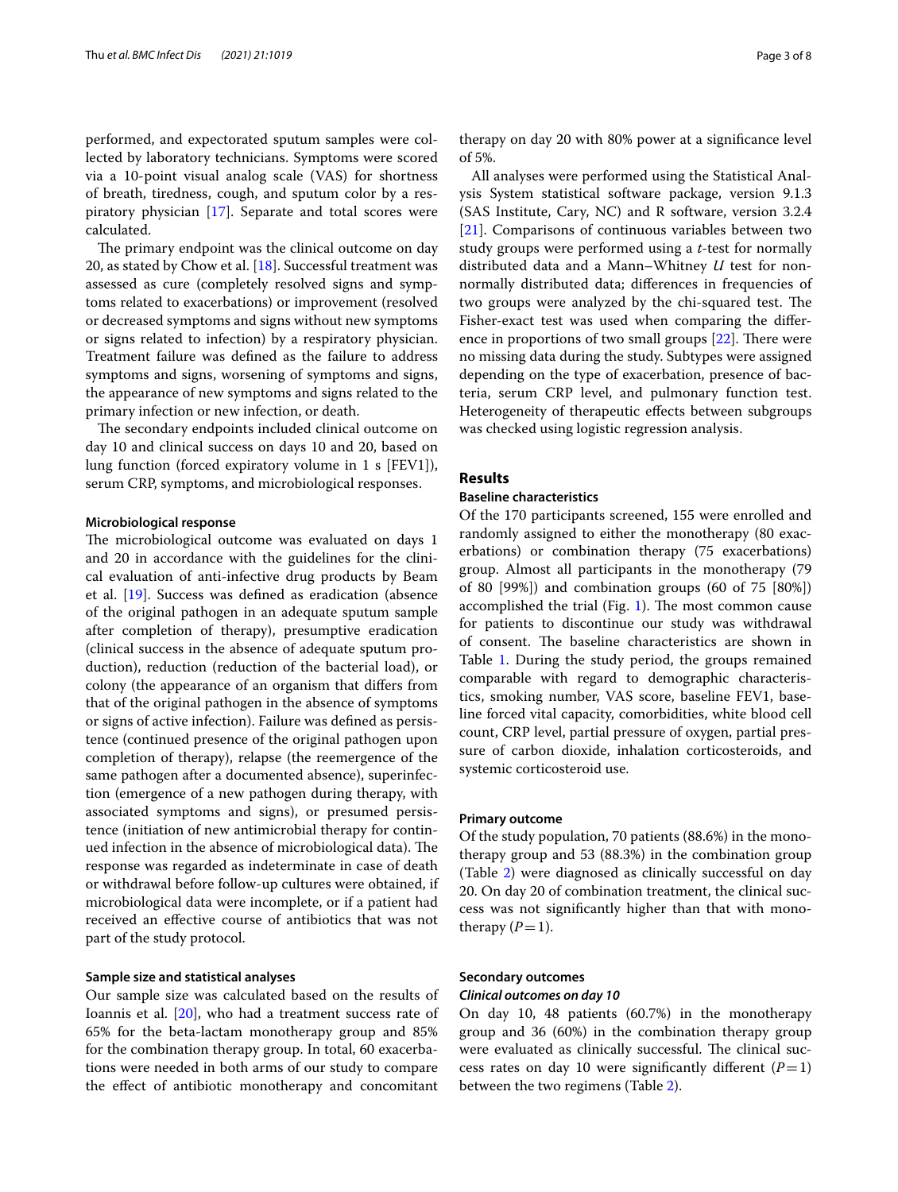performed, and expectorated sputum samples were collected by laboratory technicians. Symptoms were scored via a 10-point visual analog scale (VAS) for shortness of breath, tiredness, cough, and sputum color by a respiratory physician [17]. Separate and total scores were calculated.

The primary endpoint was the clinical outcome on day 20, as stated by Chow et al. [18]. Successful treatment was assessed as cure (completely resolved signs and symptoms related to exacerbations) or improvement (resolved or decreased symptoms and signs without new symptoms or signs related to infection) by a respiratory physician. Treatment failure was defined as the failure to address symptoms and signs, worsening of symptoms and signs, the appearance of new symptoms and signs related to the primary infection or new infection, or death.

The secondary endpoints included clinical outcome on day 10 and clinical success on days 10 and 20, based on lung function (forced expiratory volume in 1 s [FEV1]), serum CRP, symptoms, and microbiological responses.

#### Microbiological response

The microbiological outcome was evaluated on days 1 and 20 in accordance with the guidelines for the clinical evaluation of anti-infective drug products by Beam et al. [19]. Success was defined as eradication (absence of the original pathogen in an adequate sputum sample after completion of therapy), presumptive eradication (clinical success in the absence of adequate sputum production), reduction (reduction of the bacterial load), or colony (the appearance of an organism that differs from that of the original pathogen in the absence of symptoms or signs of active infection). Failure was defined as persistence (continued presence of the original pathogen upon completion of therapy), relapse (the reemergence of the same pathogen after a documented absence), superinfection (emergence of a new pathogen during therapy, with associated symptoms and signs), or presumed persistence (initiation of new antimicrobial therapy for continued infection in the absence of microbiological data). The response was regarded as indeterminate in case of death or withdrawal before follow-up cultures were obtained, if microbiological data were incomplete, or if a patient had received an effective course of antibiotics that was not part of the study protocol.

#### Sample size and statistical analyses

Our sample size was calculated based on the results of Ioannis et al. [20], who had a treatment success rate of 65% for the beta-lactam monotherapy group and 85% for the combination therapy group. In total, 60 exacerbations were needed in both arms of our study to compare the effect of antibiotic monotherapy and concomitant therapy on day 20 with 80% power at a significance level of 5%.

All analyses were performed using the Statistical Analysis System statistical software package, version 9.1.3 (SAS Institute, Cary, NC) and R software, version 3.2.4 [21]. Comparisons of continuous variables between two study groups were performed using a *t*-test for normally distributed data and a Mann–Whitney *U* test for non-normally distributed data; differences in frequencies of two groups were analyzed by the chi-squared test. The Fisher-exact test was used when comparing the difference in proportions of two small groups [22]. There were no missing data during the study. Subtypes were assigned depending on the type of exacerbation, presence of bacteria, serum CRP level, and pulmonary function test. Heterogeneity of therapeutic effects between subgroups was checked using logistic regression analysis.

## Results

#### Baseline characteristics

Of the 170 participants screened, 155 were enrolled and randomly assigned to either the monotherapy (80 exacerbations) or combination therapy (75 exacerbations) group. Almost all participants in the monotherapy (79 of 80 [99%]) and combination groups (60 of 75 [80%]) accomplished the trial (Fig. 1). The most common cause for patients to discontinue our study was withdrawal of consent. The baseline characteristics are shown in Table 1. During the study period, the groups remained comparable with regard to demographic characteristics, smoking number, VAS score, baseline FEV1, baseline forced vital capacity, comorbidities, white blood cell count, CRP level, partial pressure of oxygen, partial pressure of carbon dioxide, inhalation corticosteroids, and systemic corticosteroid use.

#### Primary outcome

Of the study population, 70 patients (88.6%) in the monotherapy group and 53 (88.3%) in the combination group (Table 2) were diagnosed as clinically successful on day 20. On day 20 of combination treatment, the clinical success was not significantly higher than that with monotherapy ($P=1$).

#### Secondary outcomes

##### *Clinical outcomes on day 10*

On day 10, 48 patients (60.7%) in the monotherapy group and 36 (60%) in the combination therapy group were evaluated as clinically successful. The clinical success rates on day 10 were significantly different ($P=1$) between the two regimens (Table 2).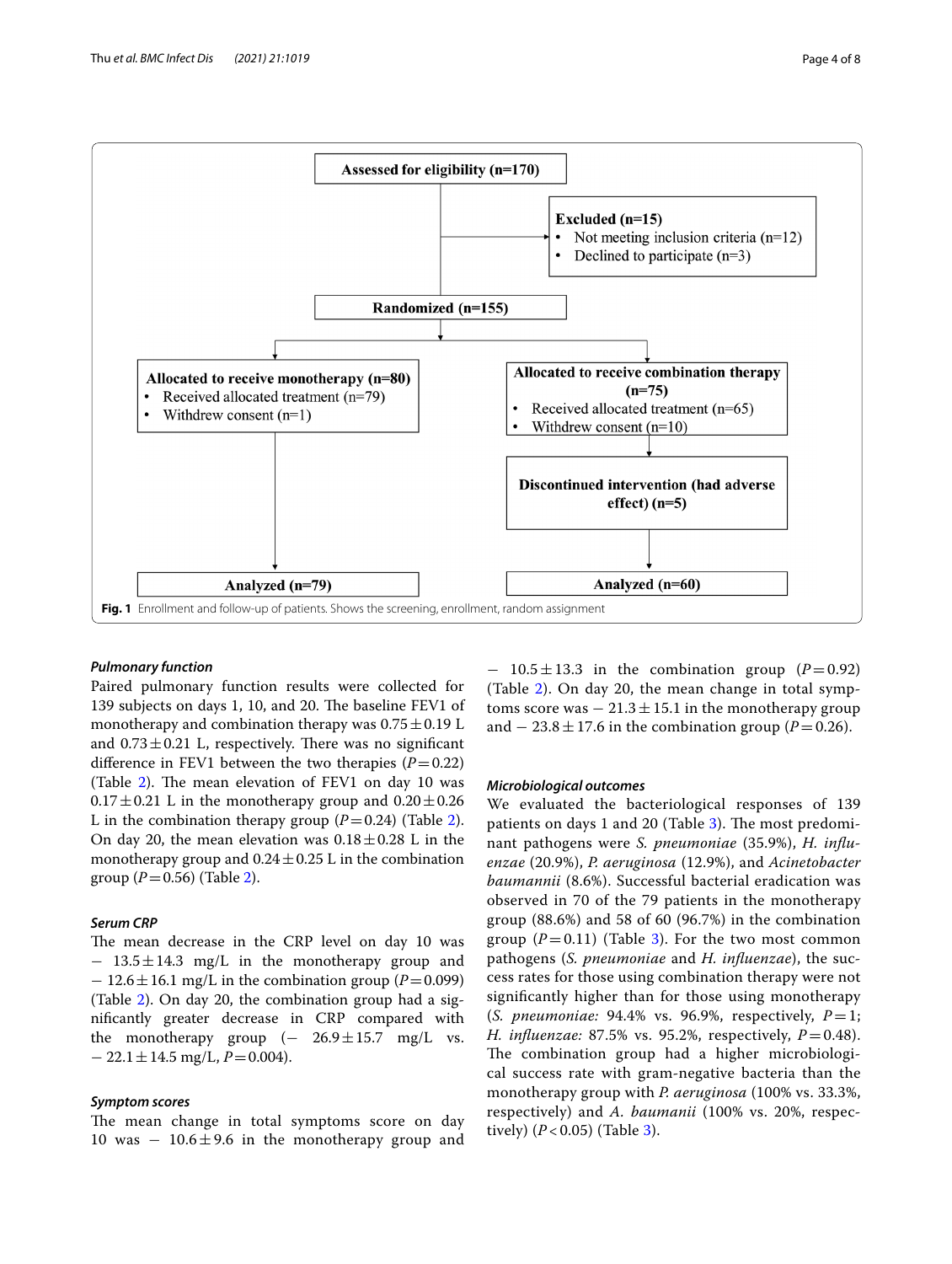Assessed for eligibility (n=170)

Excluded (n=15)
- Not meeting inclusion criteria (n=12)
- Declined to participate (n=3)

Randomized (n=155)

Allocated to receive monotherapy (n=80)
- Received allocated treatment (n=79)
- Withdrew consent (n=1)

Allocated to receive combination therapy (n=75)
- Received allocated treatment (n=65)
- Withdrew consent (n=10)

Discontinued intervention (had adverse effect) (n=5)

Analyzed (n=79)

Analyzed (n=60)

**Fig. 1** Enrollment and follow-up of patients. Shows the screening, enrollment, random assignment

#### *Pulmonary function*

Paired pulmonary function results were collected for 139 subjects on days 1, 10, and 20. The baseline FEV1 of monotherapy and combination therapy was 0.75 ± 0.19 L and 0.73 ± 0.21 L, respectively. There was no significant difference in FEV1 between the two therapies ($P = 0.22$) (Table 2). The mean elevation of FEV1 on day 10 was 0.17 ± 0.21 L in the monotherapy group and 0.20 ± 0.26 L in the combination therapy group ($P = 0.24$) (Table 2). On day 20, the mean elevation was 0.18 ± 0.28 L in the monotherapy group and 0.24 ± 0.25 L in the combination group ($P = 0.56$) (Table 2).

#### *Serum CRP*

The mean decrease in the CRP level on day 10 was − 13.5 ± 14.3 mg/L in the monotherapy group and − 12.6 ± 16.1 mg/L in the combination group ($P = 0.099$) (Table 2). On day 20, the combination group had a significantly greater decrease in CRP compared with the monotherapy group (− 26.9 ± 15.7 mg/L vs. − 22.1 ± 14.5 mg/L, $P = 0.004$).

#### *Symptom scores*

The mean change in total symptoms score on day 10 was − 10.6 ± 9.6 in the monotherapy group and − 10.5 ± 13.3 in the combination group ($P = 0.92$) (Table 2). On day 20, the mean change in total symptoms score was − 21.3 ± 15.1 in the monotherapy group and − 23.8 ± 17.6 in the combination group ($P = 0.26$).

#### *Microbiological outcomes*

We evaluated the bacteriological responses of 139 patients on days 1 and 20 (Table 3). The most predominant pathogens were *S. pneumoniae* (35.9%), *H. influenzae* (20.9%), *P. aeruginosa* (12.9%), and *Acinetobacter baumannii* (8.6%). Successful bacterial eradication was observed in 70 of the 79 patients in the monotherapy group (88.6%) and 58 of 60 (96.7%) in the combination group ($P = 0.11$) (Table 3). For the two most common pathogens (*S. pneumoniae* and *H. influenzae*), the success rates for those using combination therapy were not significantly higher than for those using monotherapy (*S. pneumoniae:* 94.4% vs. 96.9%, respectively, $P = 1$; *H. influenzae:* 87.5% vs. 95.2%, respectively, $P = 0.48$). The combination group had a higher microbiological success rate with gram-negative bacteria than the monotherapy group with *P. aeruginosa* (100% vs. 33.3%, respectively) and *A. baumanii* (100% vs. 20%, respectively) ($P < 0.05$) (Table 3).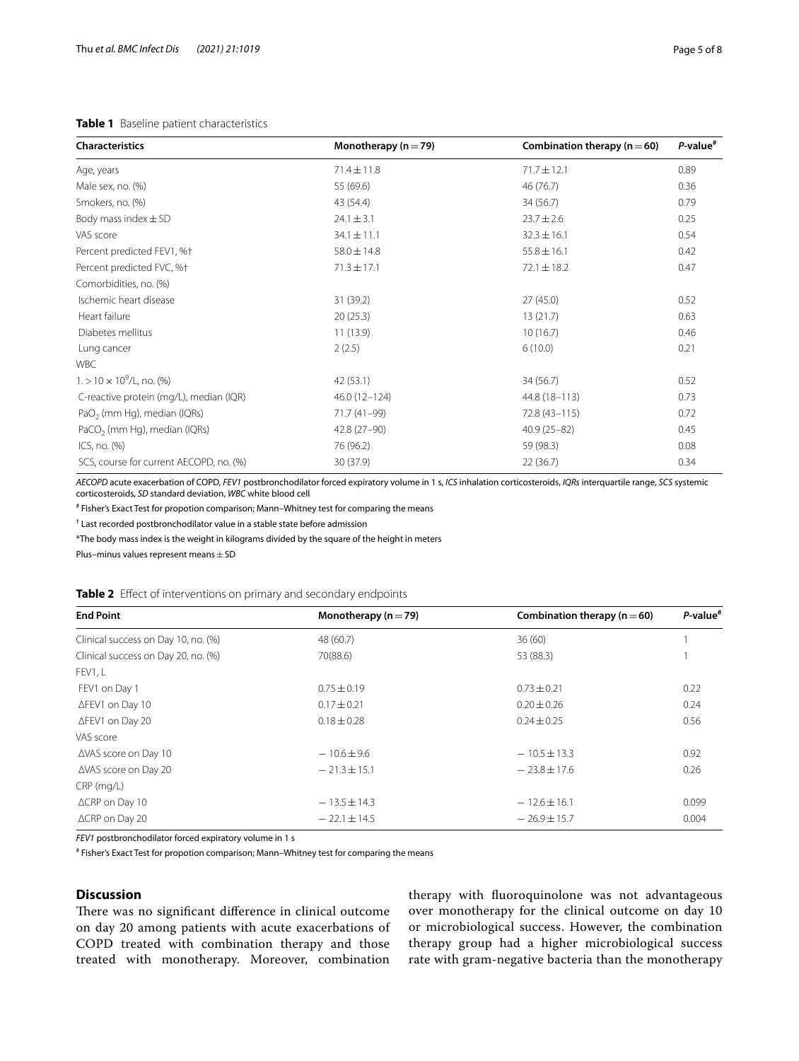**Table 1** Baseline patient characteristics

| Characteristics | Monotherapy (n = 79) | Combination therapy (n = 60) | *P*-value[#] |
|---|---|---|---|
| Age, years | 71.4 ± 11.8 | 71.7 ± 12.1 | 0.89 |
| Male sex, no. (%) | 55 (69.6) | 46 (76.7) | 0.36 |
| Smokers, no. (%) | 43 (54.4) | 34 (56.7) | 0.79 |
| Body mass index ± SD | 24.1 ± 3.1 | 23.7 ± 2.6 | 0.25 |
| VAS score | 34.1 ± 11.1 | 32.3 ± 16.1 | 0.54 |
| Percent predicted FEV1, %† | 58.0 ± 14.8 | 55.8 ± 16.1 | 0.42 |
| Percent predicted FVC, %† | 71.3 ± 17.1 | 72.1 ± 18.2 | 0.47 |
| Comorbidities, no. (%) | | | |
| Ischemic heart disease | 31 (39.2) | 27 (45.0) | 0.52 |
| Heart failure | 20 (25.3) | 13 (21.7) | 0.63 |
| Diabetes mellitus | 11 (13.9) | 10 (16.7) | 0.46 |
| Lung cancer | 2 (2.5) | 6 (10.0) | 0.21 |
| WBC | | | |
| 1. > $10 \times 10^9$/L, no. (%) | 42 (53.1) | 34 (56.7) | 0.52 |
| C-reactive protein (mg/L), median (IQR) | 46.0 (12–124) | 44.8 (18–113) | 0.73 |
| $PaO_2$ (mm Hg), median (IQRs) | 71.7 (41–99) | 72.8 (43–115) | 0.72 |
| $PaCO_2$ (mm Hg), median (IQRs) | 42.8 (27–90) | 40.9 (25–82) | 0.45 |
| ICS, no. (%) | 76 (96.2) | 59 (98.3) | 0.08 |
| SCS, course for current AECOPD, no. (%) | 30 (37.9) | 22 (36.7) | 0.34 |

*AECOPD* acute exacerbation of COPD, *FEV1* postbronchodilator forced expiratory volume in 1 s, *ICS* inhalation corticosteroids, *IQRs* interquartile range, *SCS* systemic corticosteroids, *SD* standard deviation, *WBC* white blood cell

[#] Fisher's Exact Test for propotion comparison; Mann–Whitney test for comparing the means

† Last recorded postbronchodilator value in a stable state before admission

*The body mass index is the weight in kilograms divided by the square of the height in meters

Plus–minus values represent means ± SD

**Table 2** Effect of interventions on primary and secondary endpoints

| End Point | Monotherapy (n = 79) | Combination therapy (n = 60) | *P*-value[#] |
|---|---|---|---|
| Clinical success on Day 10, no. (%) | 48 (60.7) | 36 (60) | 1 |
| Clinical success on Day 20, no. (%) | 70(88.6) | 53 (88.3) | 1 |
| FEV1, L | | | |
| FEV1 on Day 1 | 0.75 ± 0.19 | 0.73 ± 0.21 | 0.22 |
| ΔFEV1 on Day 10 | 0.17 ± 0.21 | 0.20 ± 0.26 | 0.24 |
| ΔFEV1 on Day 20 | 0.18 ± 0.28 | 0.24 ± 0.25 | 0.56 |
| VAS score | | | |
| ΔVAS score on Day 10 | − 10.6 ± 9.6 | − 10.5 ± 13.3 | 0.92 |
| ΔVAS score on Day 20 | − 21.3 ± 15.1 | − 23.8 ± 17.6 | 0.26 |
| CRP (mg/L) | | | |
| ΔCRP on Day 10 | − 13.5 ± 14.3 | − 12.6 ± 16.1 | 0.099 |
| ΔCRP on Day 20 | − 22.1 ± 14.5 | − 26.9 ± 15.7 | 0.004 |

*FEV1* postbronchodilator forced expiratory volume in 1 s

[#] Fisher's Exact Test for propotion comparison; Mann–Whitney test for comparing the means

## Discussion

There was no significant difference in clinical outcome on day 20 among patients with acute exacerbations of COPD treated with combination therapy and those treated with monotherapy. Moreover, combination therapy with fluoroquinolone was not advantageous over monotherapy for the clinical outcome on day 10 or microbiological success. However, the combination therapy group had a higher microbiological success rate with gram-negative bacteria than the monotherapy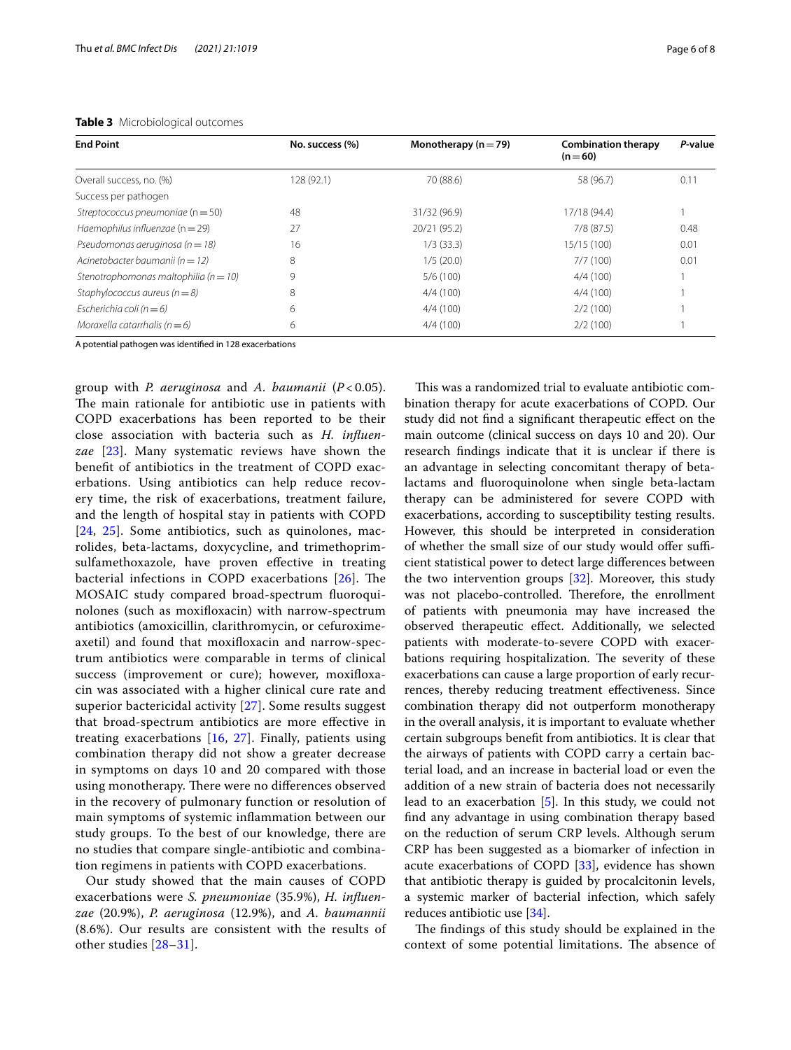**Table 3** Microbiological outcomes

| End Point | No. success (%) | Monotherapy (n = 79) | Combination therapy (n = 60) | *P*-value |
|---|---|---|---|---|
| Overall success, no. (%) | 128 (92.1) | 70 (88.6) | 58 (96.7) | 0.11 |
| Success per pathogen | | | | |
| *Streptococcus pneumoniae* (n = 50) | 48 | 31/32 (96.9) | 17/18 (94.4) | 1 |
| *Haemophilus influenzae* (n = 29) | 27 | 20/21 (95.2) | 7/8 (87.5) | 0.48 |
| *Pseudomonas aeruginosa (n = 18)* | 16 | 1/3 (33.3) | 15/15 (100) | 0.01 |
| *Acinetobacter baumanii (n = 12)* | 8 | 1/5 (20.0) | 7/7 (100) | 0.01 |
| *Stenotrophomonas maltophilia (n = 10)* | 9 | 5/6 (100) | 4/4 (100) | 1 |
| *Staphylococcus aureus (n = 8)* | 8 | 4/4 (100) | 4/4 (100) | 1 |
| *Escherichia coli (n = 6)* | 6 | 4/4 (100) | 2/2 (100) | 1 |
| *Moraxella catarrhalis (n = 6)* | 6 | 4/4 (100) | 2/2 (100) | 1 |

A potential pathogen was identified in 128 exacerbations

group with *P. aeruginosa* and *A. baumanii* ($P < 0.05$). The main rationale for antibiotic use in patients with COPD exacerbations has been reported to be their close association with bacteria such as *H. influenzae* [23]. Many systematic reviews have shown the benefit of antibiotics in the treatment of COPD exacerbations. Using antibiotics can help reduce recovery time, the risk of exacerbations, treatment failure, and the length of hospital stay in patients with COPD [24, 25]. Some antibiotics, such as quinolones, macrolides, beta-lactams, doxycycline, and trimethoprim-sulfamethoxazole, have proven effective in treating bacterial infections in COPD exacerbations [26]. The MOSAIC study compared broad-spectrum fluoroquinolones (such as moxifloxacin) with narrow-spectrum antibiotics (amoxicillin, clarithromycin, or cefuroxime-axetil) and found that moxifloxacin and narrow-spectrum antibiotics were comparable in terms of clinical success (improvement or cure); however, moxifloxacin was associated with a higher clinical cure rate and superior bactericidal activity [27]. Some results suggest that broad-spectrum antibiotics are more effective in treating exacerbations [16, 27]. Finally, patients using combination therapy did not show a greater decrease in symptoms on days 10 and 20 compared with those using monotherapy. There were no differences observed in the recovery of pulmonary function or resolution of main symptoms of systemic inflammation between our study groups. To the best of our knowledge, there are no studies that compare single-antibiotic and combination regimens in patients with COPD exacerbations.

Our study showed that the main causes of COPD exacerbations were *S. pneumoniae* (35.9%), *H. influenzae* (20.9%), *P. aeruginosa* (12.9%), and *A. baumannii* (8.6%). Our results are consistent with the results of other studies [28–31].

This was a randomized trial to evaluate antibiotic combination therapy for acute exacerbations of COPD. Our study did not find a significant therapeutic effect on the main outcome (clinical success on days 10 and 20). Our research findings indicate that it is unclear if there is an advantage in selecting concomitant therapy of beta-lactams and fluoroquinolone when single beta-lactam therapy can be administered for severe COPD with exacerbations, according to susceptibility testing results. However, this should be interpreted in consideration of whether the small size of our study would offer sufficient statistical power to detect large differences between the two intervention groups [32]. Moreover, this study was not placebo-controlled. Therefore, the enrollment of patients with pneumonia may have increased the observed therapeutic effect. Additionally, we selected patients with moderate-to-severe COPD with exacerbations requiring hospitalization. The severity of these exacerbations can cause a large proportion of early recurrences, thereby reducing treatment effectiveness. Since combination therapy did not outperform monotherapy in the overall analysis, it is important to evaluate whether certain subgroups benefit from antibiotics. It is clear that the airways of patients with COPD carry a certain bacterial load, and an increase in bacterial load or even the addition of a new strain of bacteria does not necessarily lead to an exacerbation [5]. In this study, we could not find any advantage in using combination therapy based on the reduction of serum CRP levels. Although serum CRP has been suggested as a biomarker of infection in acute exacerbations of COPD [33], evidence has shown that antibiotic therapy is guided by procalcitonin levels, a systemic marker of bacterial infection, which safely reduces antibiotic use [34].

The findings of this study should be explained in the context of some potential limitations. The absence of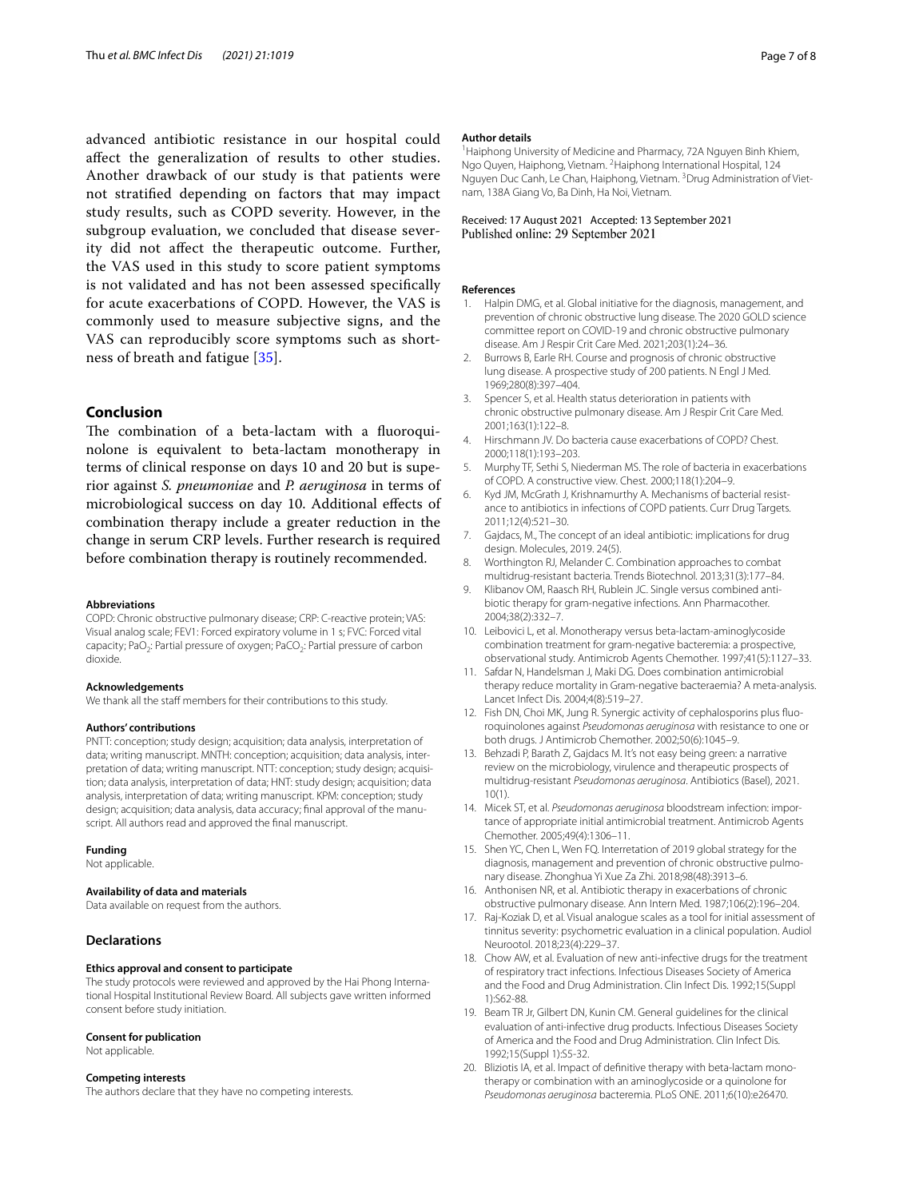advanced antibiotic resistance in our hospital could affect the generalization of results to other studies. Another drawback of our study is that patients were not stratified depending on factors that may impact study results, such as COPD severity. However, in the subgroup evaluation, we concluded that disease severity did not affect the therapeutic outcome. Further, the VAS used in this study to score patient symptoms is not validated and has not been assessed specifically for acute exacerbations of COPD. However, the VAS is commonly used to measure subjective signs, and the VAS can reproducibly score symptoms such as shortness of breath and fatigue [35].

## Conclusion

The combination of a beta-lactam with a fluoroquinolone is equivalent to beta-lactam monotherapy in terms of clinical response on days 10 and 20 but is superior against *S. pneumoniae* and *P. aeruginosa* in terms of microbiological success on day 10. Additional effects of combination therapy include a greater reduction in the change in serum CRP levels. Further research is required before combination therapy is routinely recommended.

#### Abbreviations

COPD: Chronic obstructive pulmonary disease; CRP: C-reactive protein; VAS: Visual analog scale; FEV1: Forced expiratory volume in 1 s; FVC: Forced vital capacity; $PaO_2$: Partial pressure of oxygen; $PaCO_2$: Partial pressure of carbon dioxide.

#### Acknowledgements

We thank all the staff members for their contributions to this study.

#### Authors' contributions

PNTT: conception; study design; acquisition; data analysis, interpretation of data; writing manuscript. MNTH: conception; acquisition; data analysis, interpretation of data; writing manuscript. NTT: conception; study design; acquisition; data analysis, interpretation of data; HNT: study design; acquisition; data analysis, interpretation of data; writing manuscript. KPM: conception; study design; acquisition; data analysis, data accuracy; final approval of the manuscript. All authors read and approved the final manuscript.

#### Funding

Not applicable.

#### Availability of data and materials

Data available on request from the authors.

## Declarations

#### Ethics approval and consent to participate

The study protocols were reviewed and approved by the Hai Phong International Hospital Institutional Review Board. All subjects gave written informed consent before study initiation.

#### Consent for publication

Not applicable.

#### Competing interests

The authors declare that they have no competing interests.

#### Author details

[1] Haiphong University of Medicine and Pharmacy, 72A Nguyen Binh Khiem, Ngo Quyen, Haiphong, Vietnam. [2] Haiphong International Hospital, 124 Nguyen Duc Canh, Le Chan, Haiphong, Vietnam. [3] Drug Administration of Vietnam, 138A Giang Vo, Ba Dinh, Ha Noi, Vietnam.

Received: 17 August 2021 Accepted: 13 September 2021
Published online: 29 September 2021

#### References

1. Halpin DMG, et al. Global initiative for the diagnosis, management, and prevention of chronic obstructive lung disease. The 2020 GOLD science committee report on COVID-19 and chronic obstructive pulmonary disease. Am J Respir Crit Care Med. 2021;203(1):24–36.
2. Burrows B, Earle RH. Course and prognosis of chronic obstructive lung disease. A prospective study of 200 patients. N Engl J Med. 1969;280(8):397–404.
3. Spencer S, et al. Health status deterioration in patients with chronic obstructive pulmonary disease. Am J Respir Crit Care Med. 2001;163(1):122–8.
4. Hirschmann JV. Do bacteria cause exacerbations of COPD? Chest. 2000;118(1):193–203.
5. Murphy TF, Sethi S, Niederman MS. The role of bacteria in exacerbations of COPD. A constructive view. Chest. 2000;118(1):204–9.
6. Kyd JM, McGrath J, Krishnamurthy A. Mechanisms of bacterial resistance to antibiotics in infections of COPD patients. Curr Drug Targets. 2011;12(4):521–30.
7. Gajdacs, M., The concept of an ideal antibiotic: implications for drug design. Molecules, 2019. 24(5).
8. Worthington RJ, Melander C. Combination approaches to combat multidrug-resistant bacteria. Trends Biotechnol. 2013;31(3):177–84.
9. Klibanov OM, Raasch RH, Rublein JC. Single versus combined antibiotic therapy for gram-negative infections. Ann Pharmacother. 2004;38(2):332–7.
10. Leibovici L, et al. Monotherapy versus beta-lactam-aminoglycoside combination treatment for gram-negative bacteremia: a prospective, observational study. Antimicrob Agents Chemother. 1997;41(5):1127–33.
11. Safdar N, Handelsman J, Maki DG. Does combination antimicrobial therapy reduce mortality in Gram-negative bacteraemia? A meta-analysis. Lancet Infect Dis. 2004;4(8):519–27.
12. Fish DN, Choi MK, Jung R. Synergic activity of cephalosporins plus fluoroquinolones against *Pseudomonas aeruginosa* with resistance to one or both drugs. J Antimicrob Chemother. 2002;50(6):1045–9.
13. Behzadi P, Barath Z, Gajdacs M. It's not easy being green: a narrative review on the microbiology, virulence and therapeutic prospects of multidrug-resistant *Pseudomonas aeruginosa*. Antibiotics (Basel), 2021. 10(1).
14. Micek ST, et al. *Pseudomonas aeruginosa* bloodstream infection: importance of appropriate initial antimicrobial treatment. Antimicrob Agents Chemother. 2005;49(4):1306–11.
15. Shen YC, Chen L, Wen FQ. Interretation of 2019 global strategy for the diagnosis, management and prevention of chronic obstructive pulmonary disease. Zhonghua Yi Xue Za Zhi. 2018;98(48):3913–6.
16. Anthonisen NR, et al. Antibiotic therapy in exacerbations of chronic obstructive pulmonary disease. Ann Intern Med. 1987;106(2):196–204.
17. Raj-Koziak D, et al. Visual analogue scales as a tool for initial assessment of tinnitus severity: psychometric evaluation in a clinical population. Audiol Neurootol. 2018;23(4):229–37.
18. Chow AW, et al. Evaluation of new anti-infective drugs for the treatment of respiratory tract infections. Infectious Diseases Society of America and the Food and Drug Administration. Clin Infect Dis. 1992;15(Suppl 1):S62-88.
19. Beam TR Jr, Gilbert DN, Kunin CM. General guidelines for the clinical evaluation of anti-infective drug products. Infectious Diseases Society of America and the Food and Drug Administration. Clin Infect Dis. 1992;15(Suppl 1):S5-32.
20. Bliziotis IA, et al. Impact of definitive therapy with beta-lactam monotherapy or combination with an aminoglycoside or a quinolone for *Pseudomonas aeruginosa* bacteremia. PLoS ONE. 2011;6(10):e26470.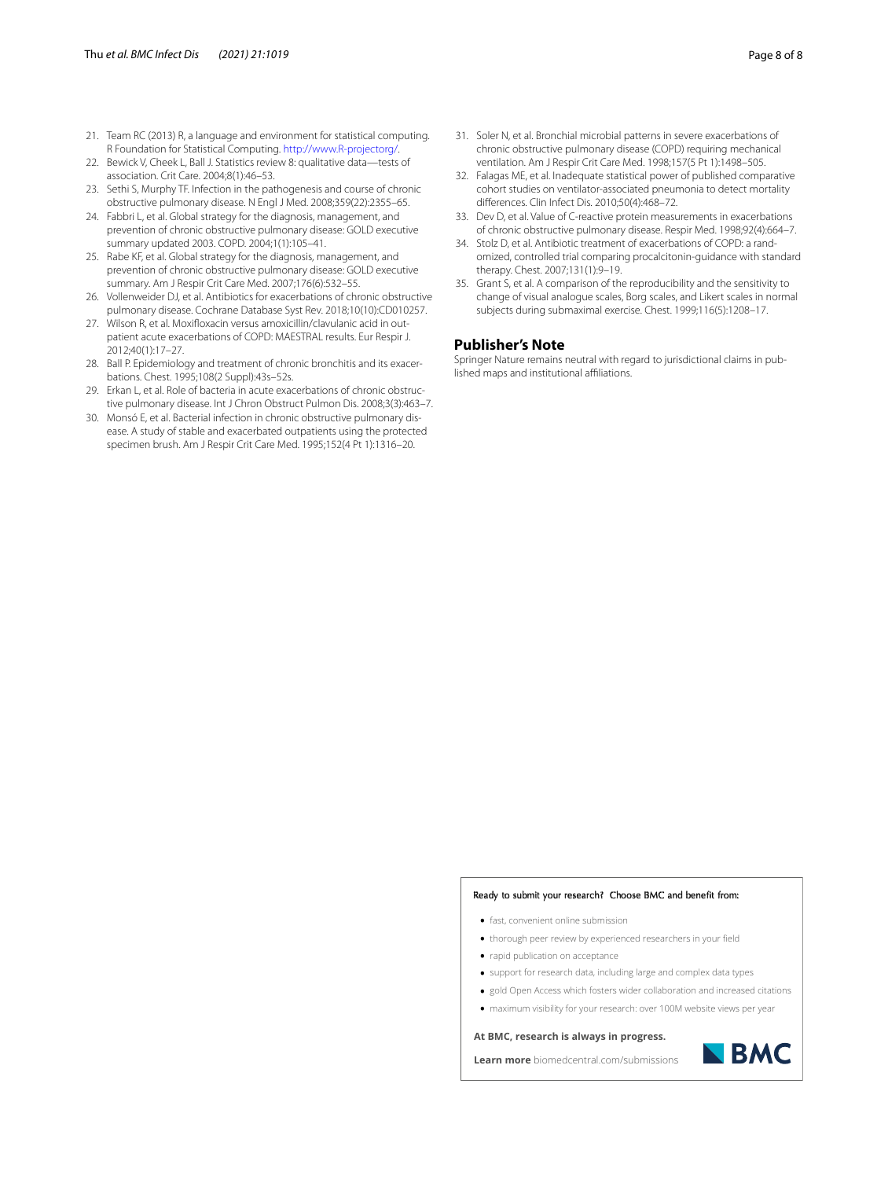21. Team RC (2013) R, a language and environment for statistical computing. R Foundation for Statistical Computing. http://www.R-projectorg/.
22. Bewick V, Cheek L, Ball J. Statistics review 8: qualitative data—tests of association. Crit Care. 2004;8(1):46–53.
23. Sethi S, Murphy TF. Infection in the pathogenesis and course of chronic obstructive pulmonary disease. N Engl J Med. 2008;359(22):2355–65.
24. Fabbri L, et al. Global strategy for the diagnosis, management, and prevention of chronic obstructive pulmonary disease: GOLD executive summary updated 2003. COPD. 2004;1(1):105–41.
25. Rabe KF, et al. Global strategy for the diagnosis, management, and prevention of chronic obstructive pulmonary disease: GOLD executive summary. Am J Respir Crit Care Med. 2007;176(6):532–55.
26. Vollenweider DJ, et al. Antibiotics for exacerbations of chronic obstructive pulmonary disease. Cochrane Database Syst Rev. 2018;10(10):CD010257.
27. Wilson R, et al. Moxifloxacin versus amoxicillin/clavulanic acid in outpatient acute exacerbations of COPD: MAESTRAL results. Eur Respir J. 2012;40(1):17–27.
28. Ball P. Epidemiology and treatment of chronic bronchitis and its exacerbations. Chest. 1995;108(2 Suppl):43s–52s.
29. Erkan L, et al. Role of bacteria in acute exacerbations of chronic obstructive pulmonary disease. Int J Chron Obstruct Pulmon Dis. 2008;3(3):463–7.
30. Monsó E, et al. Bacterial infection in chronic obstructive pulmonary disease. A study of stable and exacerbated outpatients using the protected specimen brush. Am J Respir Crit Care Med. 1995;152(4 Pt 1):1316–20.
31. Soler N, et al. Bronchial microbial patterns in severe exacerbations of chronic obstructive pulmonary disease (COPD) requiring mechanical ventilation. Am J Respir Crit Care Med. 1998;157(5 Pt 1):1498–505.
32. Falagas ME, et al. Inadequate statistical power of published comparative cohort studies on ventilator-associated pneumonia to detect mortality differences. Clin Infect Dis. 2010;50(4):468–72.
33. Dev D, et al. Value of C-reactive protein measurements in exacerbations of chronic obstructive pulmonary disease. Respir Med. 1998;92(4):664–7.
34. Stolz D, et al. Antibiotic treatment of exacerbations of COPD: a randomized, controlled trial comparing procalcitonin-guidance with standard therapy. Chest. 2007;131(1):9–19.
35. Grant S, et al. A comparison of the reproducibility and the sensitivity to change of visual analogue scales, Borg scales, and Likert scales in normal subjects during submaximal exercise. Chest. 1999;116(5):1208–17.

## Publisher's Note

Springer Nature remains neutral with regard to jurisdictional claims in published maps and institutional affiliations.

Ready to submit your research? Choose BMC and benefit from:

- fast, convenient online submission
- thorough peer review by experienced researchers in your field
- rapid publication on acceptance
- support for research data, including large and complex data types
- gold Open Access which fosters wider collaboration and increased citations
- maximum visibility for your research: over 100M website views per year

**At BMC, research is always in progress.**

**Learn more** biomedcentral.com/submissions

BMC